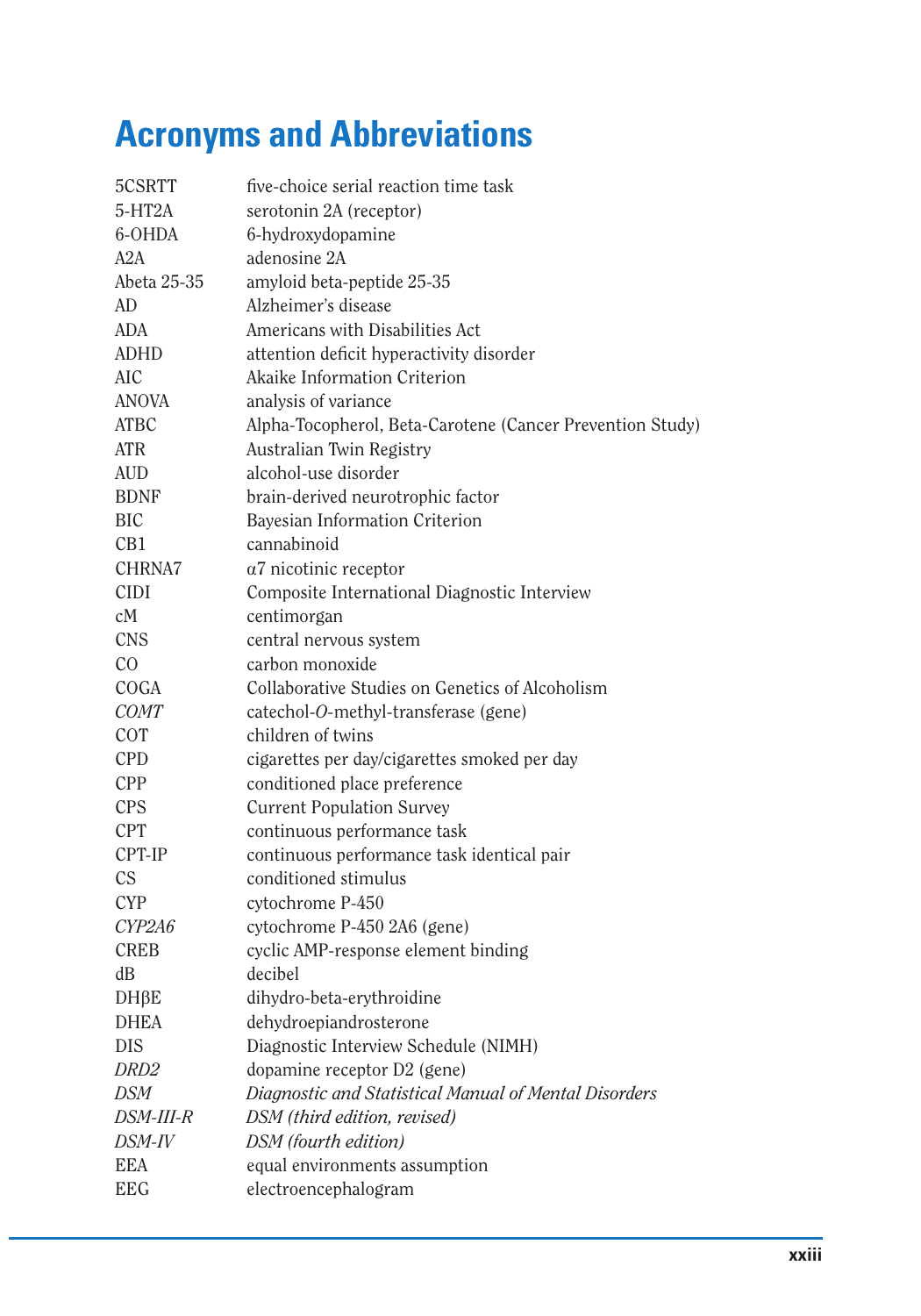# Acronyms and Abbreviations

| | |
|---|---|
| 5CSRTT | five-choice serial reaction time task |
| 5-HT2A | serotonin 2A (receptor) |
| 6-OHDA | 6-hydroxydopamine |
| A2A | adenosine 2A |
| Abeta 25-35 | amyloid beta-peptide 25-35 |
| AD | Alzheimer's disease |
| ADA | Americans with Disabilities Act |
| ADHD | attention deficit hyperactivity disorder |
| AIC | Akaike Information Criterion |
| ANOVA | analysis of variance |
| ATBC | Alpha-Tocopherol, Beta-Carotene (Cancer Prevention Study) |
| ATR | Australian Twin Registry |
| AUD | alcohol-use disorder |
| BDNF | brain-derived neurotrophic factor |
| BIC | Bayesian Information Criterion |
| CB1 | cannabinoid |
| CHRNA7 | α7 nicotinic receptor |
| CIDI | Composite International Diagnostic Interview |
| cM | centimorgan |
| CNS | central nervous system |
| CO | carbon monoxide |
| COGA | Collaborative Studies on Genetics of Alcoholism |
| *COMT* | catechol-*O*-methyl-transferase (gene) |
| COT | children of twins |
| CPD | cigarettes per day/cigarettes smoked per day |
| CPP | conditioned place preference |
| CPS | Current Population Survey |
| CPT | continuous performance task |
| CPT-IP | continuous performance task identical pair |
| CS | conditioned stimulus |
| CYP | cytochrome P-450 |
| *CYP2A6* | cytochrome P-450 2A6 (gene) |
| CREB | cyclic AMP-response element binding |
| dB | decibel |
| DHβE | dihydro-beta-erythroidine |
| DHEA | dehydroepiandrosterone |
| DIS | Diagnostic Interview Schedule (NIMH) |
| *DRD2* | dopamine receptor D2 (gene) |
| *DSM* | *Diagnostic and Statistical Manual of Mental Disorders* |
| *DSM-III-R* | *DSM (third edition, revised)* |
| *DSM-IV* | *DSM (fourth edition)* |
| EEA | equal environments assumption |
| EEG | electroencephalogram |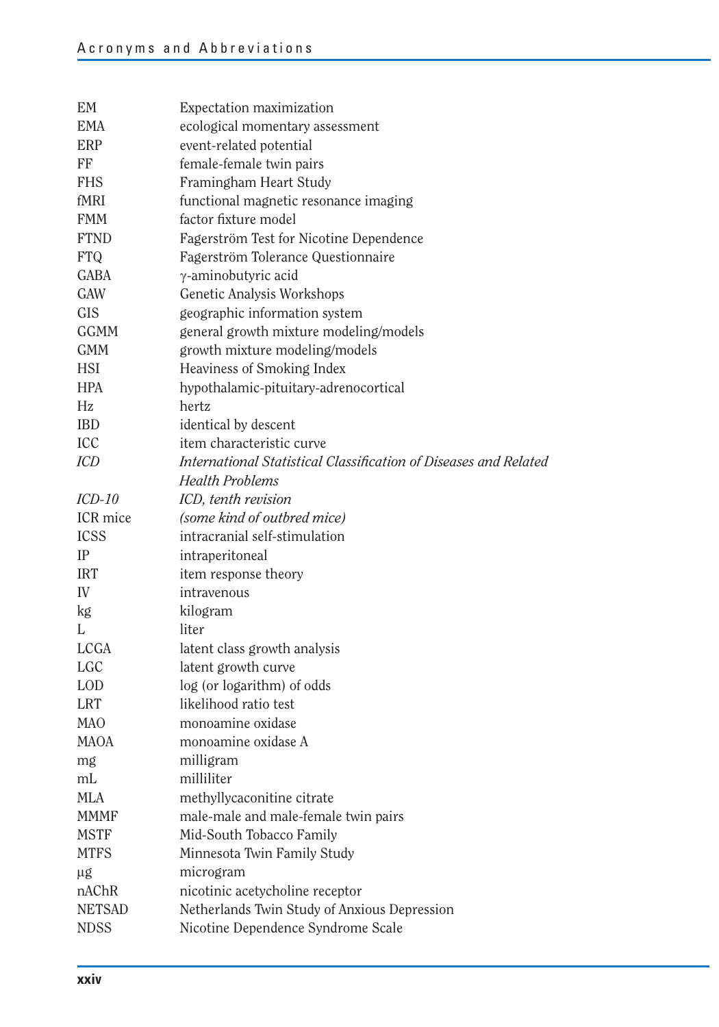| | |
|---|---|
| EM | Expectation maximization |
| EMA | ecological momentary assessment |
| ERP | event-related potential |
| FF | female-female twin pairs |
| FHS | Framingham Heart Study |
| fMRI | functional magnetic resonance imaging |
| FMM | factor fixture model |
| FTND | Fagerström Test for Nicotine Dependence |
| FTQ | Fagerström Tolerance Questionnaire |
| GABA | γ-aminobutyric acid |
| GAW | Genetic Analysis Workshops |
| GIS | geographic information system |
| GGMM | general growth mixture modeling/models |
| GMM | growth mixture modeling/models |
| HSI | Heaviness of Smoking Index |
| HPA | hypothalamic-pituitary-adrenocortical |
| Hz | hertz |
| IBD | identical by descent |
| ICC | item characteristic curve |
| *ICD* | *International Statistical Classification of Diseases and Related Health Problems* |
| *ICD-10* | *ICD, tenth revision* |
| ICR mice | *(some kind of outbred mice)* |
| ICSS | intracranial self-stimulation |
| IP | intraperitoneal |
| IRT | item response theory |
| IV | intravenous |
| kg | kilogram |
| L | liter |
| LCGA | latent class growth analysis |
| LGC | latent growth curve |
| LOD | log (or logarithm) of odds |
| LRT | likelihood ratio test |
| MAO | monoamine oxidase |
| MAOA | monoamine oxidase A |
| mg | milligram |
| mL | milliliter |
| MLA | methyllycaconitine citrate |
| MMMF | male-male and male-female twin pairs |
| MSTF | Mid-South Tobacco Family |
| MTFS | Minnesota Twin Family Study |
| μg | microgram |
| nAChR | nicotinic acetycholine receptor |
| NETSAD | Netherlands Twin Study of Anxious Depression |
| NDSS | Nicotine Dependence Syndrome Scale |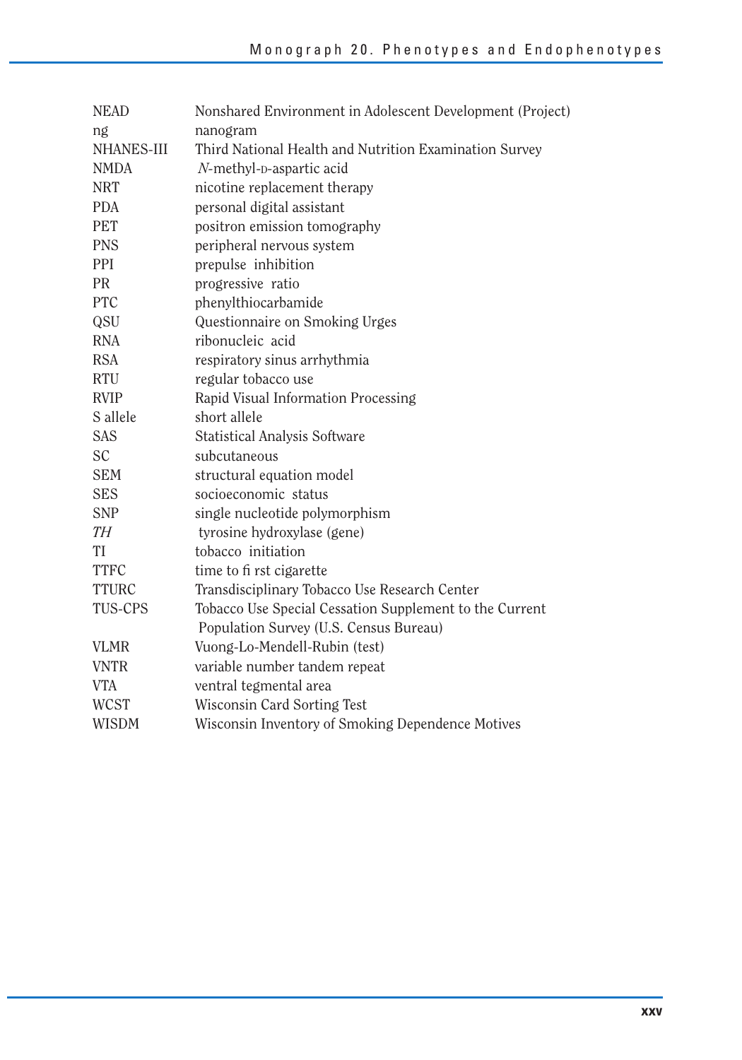| | |
|---|---|
| NEAD | Nonshared Environment in Adolescent Development (Project) |
| ng | nanogram |
| NHANES-III | Third National Health and Nutrition Examination Survey |
| NMDA | *N*-methyl-D-aspartic acid |
| NRT | nicotine replacement therapy |
| PDA | personal digital assistant |
| PET | positron emission tomography |
| PNS | peripheral nervous system |
| PPI | prepulse inhibition |
| PR | progressive ratio |
| PTC | phenylthiocarbamide |
| QSU | Questionnaire on Smoking Urges |
| RNA | ribonucleic acid |
| RSA | respiratory sinus arrhythmia |
| RTU | regular tobacco use |
| RVIP | Rapid Visual Information Processing |
| S allele | short allele |
| SAS | Statistical Analysis Software |
| SC | subcutaneous |
| SEM | structural equation model |
| SES | socioeconomic status |
| SNP | single nucleotide polymorphism |
| *TH* | tyrosine hydroxylase (gene) |
| TI | tobacco initiation |
| TTFC | time to fi rst cigarette |
| TTURC | Transdisciplinary Tobacco Use Research Center |
| TUS-CPS | Tobacco Use Special Cessation Supplement to the Current Population Survey (U.S. Census Bureau) |
| VLMR | Vuong-Lo-Mendell-Rubin (test) |
| VNTR | variable number tandem repeat |
| VTA | ventral tegmental area |
| WCST | Wisconsin Card Sorting Test |
| WISDM | Wisconsin Inventory of Smoking Dependence Motives |